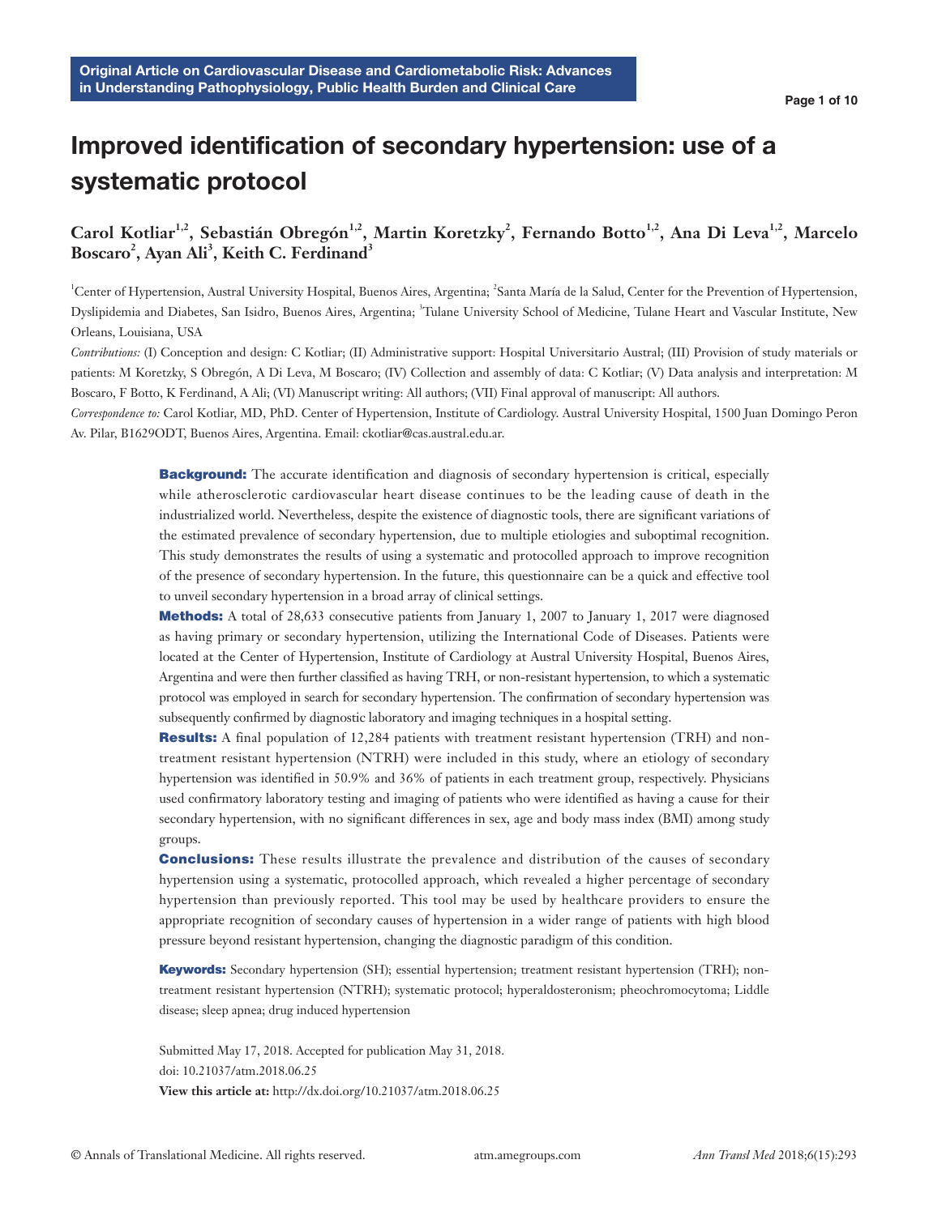Original Article on Cardiovascular Disease and Cardiometabolic Risk: Advances in Understanding Pathophysiology, Public Health Burden and Clinical Care

# Improved identification of secondary hypertension: use of a systematic protocol

**Carol Kotliar[1,2], Sebastián Obregón[1,2], Martin Koretzky[2], Fernando Botto[1,2], Ana Di Leva[1,2], Marcelo Boscaro[2], Ayan Ali[3], Keith C. Ferdinand[3]**

[1]Center of Hypertension, Austral University Hospital, Buenos Aires, Argentina; [2]Santa María de la Salud, Center for the Prevention of Hypertension, Dyslipidemia and Diabetes, San Isidro, Buenos Aires, Argentina; [3]Tulane University School of Medicine, Tulane Heart and Vascular Institute, New Orleans, Louisiana, USA

*Contributions:* (I) Conception and design: C Kotliar; (II) Administrative support: Hospital Universitario Austral; (III) Provision of study materials or patients: M Koretzky, S Obregón, A Di Leva, M Boscaro; (IV) Collection and assembly of data: C Kotliar; (V) Data analysis and interpretation: M Boscaro, F Botto, K Ferdinand, A Ali; (VI) Manuscript writing: All authors; (VII) Final approval of manuscript: All authors.

*Correspondence to:* Carol Kotliar, MD, PhD. Center of Hypertension, Institute of Cardiology. Austral University Hospital, 1500 Juan Domingo Peron Av. Pilar, B1629ODT, Buenos Aires, Argentina. Email: ckotliar@cas.austral.edu.ar.

**Background:** The accurate identification and diagnosis of secondary hypertension is critical, especially while atherosclerotic cardiovascular heart disease continues to be the leading cause of death in the industrialized world. Nevertheless, despite the existence of diagnostic tools, there are significant variations of the estimated prevalence of secondary hypertension, due to multiple etiologies and suboptimal recognition. This study demonstrates the results of using a systematic and protocolled approach to improve recognition of the presence of secondary hypertension. In the future, this questionnaire can be a quick and effective tool to unveil secondary hypertension in a broad array of clinical settings.

**Methods:** A total of 28,633 consecutive patients from January 1, 2007 to January 1, 2017 were diagnosed as having primary or secondary hypertension, utilizing the International Code of Diseases. Patients were located at the Center of Hypertension, Institute of Cardiology at Austral University Hospital, Buenos Aires, Argentina and were then further classified as having TRH, or non-resistant hypertension, to which a systematic protocol was employed in search for secondary hypertension. The confirmation of secondary hypertension was subsequently confirmed by diagnostic laboratory and imaging techniques in a hospital setting.

**Results:** A final population of 12,284 patients with treatment resistant hypertension (TRH) and non-treatment resistant hypertension (NTRH) were included in this study, where an etiology of secondary hypertension was identified in 50.9% and 36% of patients in each treatment group, respectively. Physicians used confirmatory laboratory testing and imaging of patients who were identified as having a cause for their secondary hypertension, with no significant differences in sex, age and body mass index (BMI) among study groups.

**Conclusions:** These results illustrate the prevalence and distribution of the causes of secondary hypertension using a systematic, protocolled approach, which revealed a higher percentage of secondary hypertension than previously reported. This tool may be used by healthcare providers to ensure the appropriate recognition of secondary causes of hypertension in a wider range of patients with high blood pressure beyond resistant hypertension, changing the diagnostic paradigm of this condition.

**Keywords:** Secondary hypertension (SH); essential hypertension; treatment resistant hypertension (TRH); non-treatment resistant hypertension (NTRH); systematic protocol; hyperaldosteronism; pheochromocytoma; Liddle disease; sleep apnea; drug induced hypertension

Submitted May 17, 2018. Accepted for publication May 31, 2018.
doi: 10.21037/atm.2018.06.25
**View this article at:** http://dx.doi.org/10.21037/atm.2018.06.25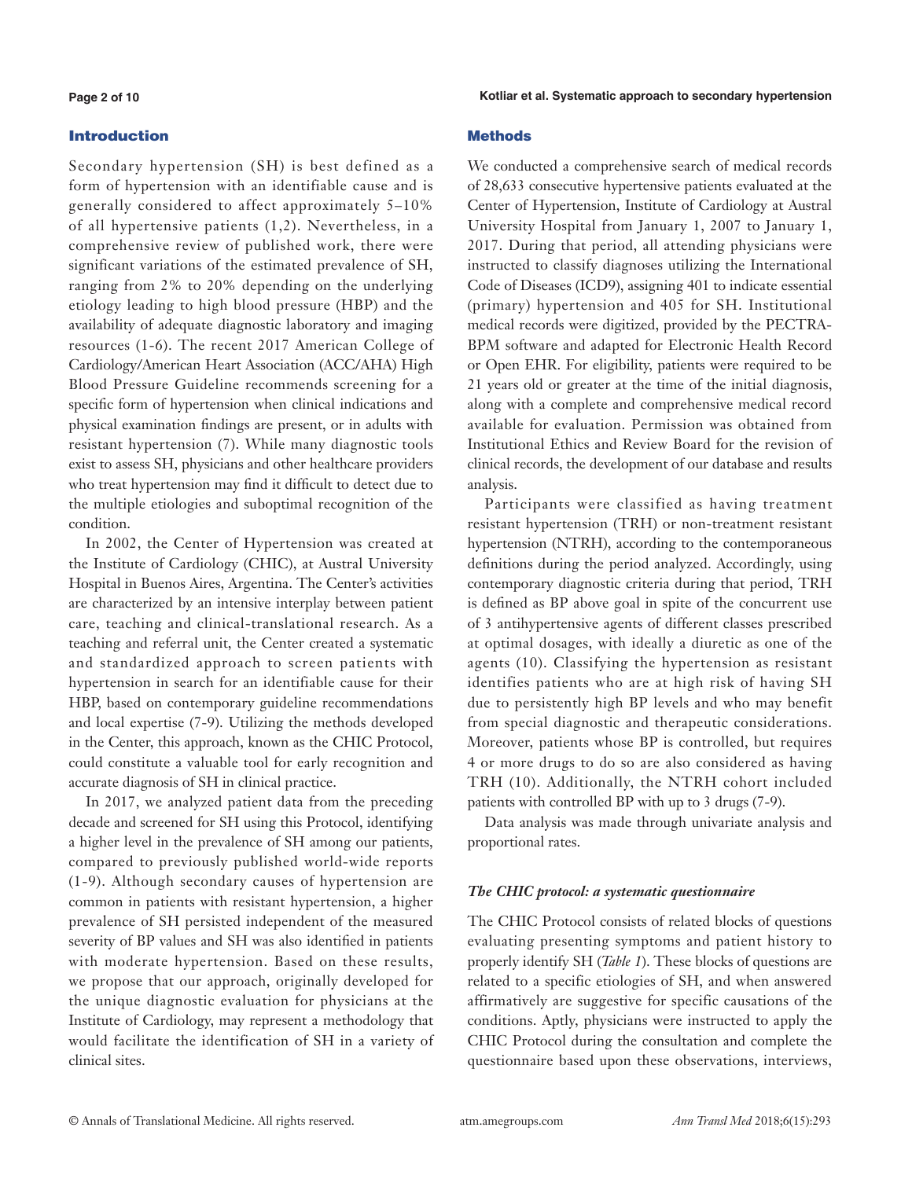## Introduction

Secondary hypertension (SH) is best defined as a form of hypertension with an identifiable cause and is generally considered to affect approximately 5–10% of all hypertensive patients (1,2). Nevertheless, in a comprehensive review of published work, there were significant variations of the estimated prevalence of SH, ranging from 2% to 20% depending on the underlying etiology leading to high blood pressure (HBP) and the availability of adequate diagnostic laboratory and imaging resources (1-6). The recent 2017 American College of Cardiology/American Heart Association (ACC/AHA) High Blood Pressure Guideline recommends screening for a specific form of hypertension when clinical indications and physical examination findings are present, or in adults with resistant hypertension (7). While many diagnostic tools exist to assess SH, physicians and other healthcare providers who treat hypertension may find it difficult to detect due to the multiple etiologies and suboptimal recognition of the condition.

In 2002, the Center of Hypertension was created at the Institute of Cardiology (CHIC), at Austral University Hospital in Buenos Aires, Argentina. The Center's activities are characterized by an intensive interplay between patient care, teaching and clinical-translational research. As a teaching and referral unit, the Center created a systematic and standardized approach to screen patients with hypertension in search for an identifiable cause for their HBP, based on contemporary guideline recommendations and local expertise (7-9). Utilizing the methods developed in the Center, this approach, known as the CHIC Protocol, could constitute a valuable tool for early recognition and accurate diagnosis of SH in clinical practice.

In 2017, we analyzed patient data from the preceding decade and screened for SH using this Protocol, identifying a higher level in the prevalence of SH among our patients, compared to previously published world-wide reports (1-9). Although secondary causes of hypertension are common in patients with resistant hypertension, a higher prevalence of SH persisted independent of the measured severity of BP values and SH was also identified in patients with moderate hypertension. Based on these results, we propose that our approach, originally developed for the unique diagnostic evaluation for physicians at the Institute of Cardiology, may represent a methodology that would facilitate the identification of SH in a variety of clinical sites.

## Methods

We conducted a comprehensive search of medical records of 28,633 consecutive hypertensive patients evaluated at the Center of Hypertension, Institute of Cardiology at Austral University Hospital from January 1, 2007 to January 1, 2017. During that period, all attending physicians were instructed to classify diagnoses utilizing the International Code of Diseases (ICD9), assigning 401 to indicate essential (primary) hypertension and 405 for SH. Institutional medical records were digitized, provided by the PECTRA-BPM software and adapted for Electronic Health Record or Open EHR. For eligibility, patients were required to be 21 years old or greater at the time of the initial diagnosis, along with a complete and comprehensive medical record available for evaluation. Permission was obtained from Institutional Ethics and Review Board for the revision of clinical records, the development of our database and results analysis.

Participants were classified as having treatment resistant hypertension (TRH) or non-treatment resistant hypertension (NTRH), according to the contemporaneous definitions during the period analyzed. Accordingly, using contemporary diagnostic criteria during that period, TRH is defined as BP above goal in spite of the concurrent use of 3 antihypertensive agents of different classes prescribed at optimal dosages, with ideally a diuretic as one of the agents (10). Classifying the hypertension as resistant identifies patients who are at high risk of having SH due to persistently high BP levels and who may benefit from special diagnostic and therapeutic considerations. Moreover, patients whose BP is controlled, but requires 4 or more drugs to do so are also considered as having TRH (10). Additionally, the NTRH cohort included patients with controlled BP with up to 3 drugs (7-9).

Data analysis was made through univariate analysis and proportional rates.

### *The CHIC protocol: a systematic questionnaire*

The CHIC Protocol consists of related blocks of questions evaluating presenting symptoms and patient history to properly identify SH (*Table 1*). These blocks of questions are related to a specific etiologies of SH, and when answered affirmatively are suggestive for specific causations of the conditions. Aptly, physicians were instructed to apply the CHIC Protocol during the consultation and complete the questionnaire based upon these observations, interviews,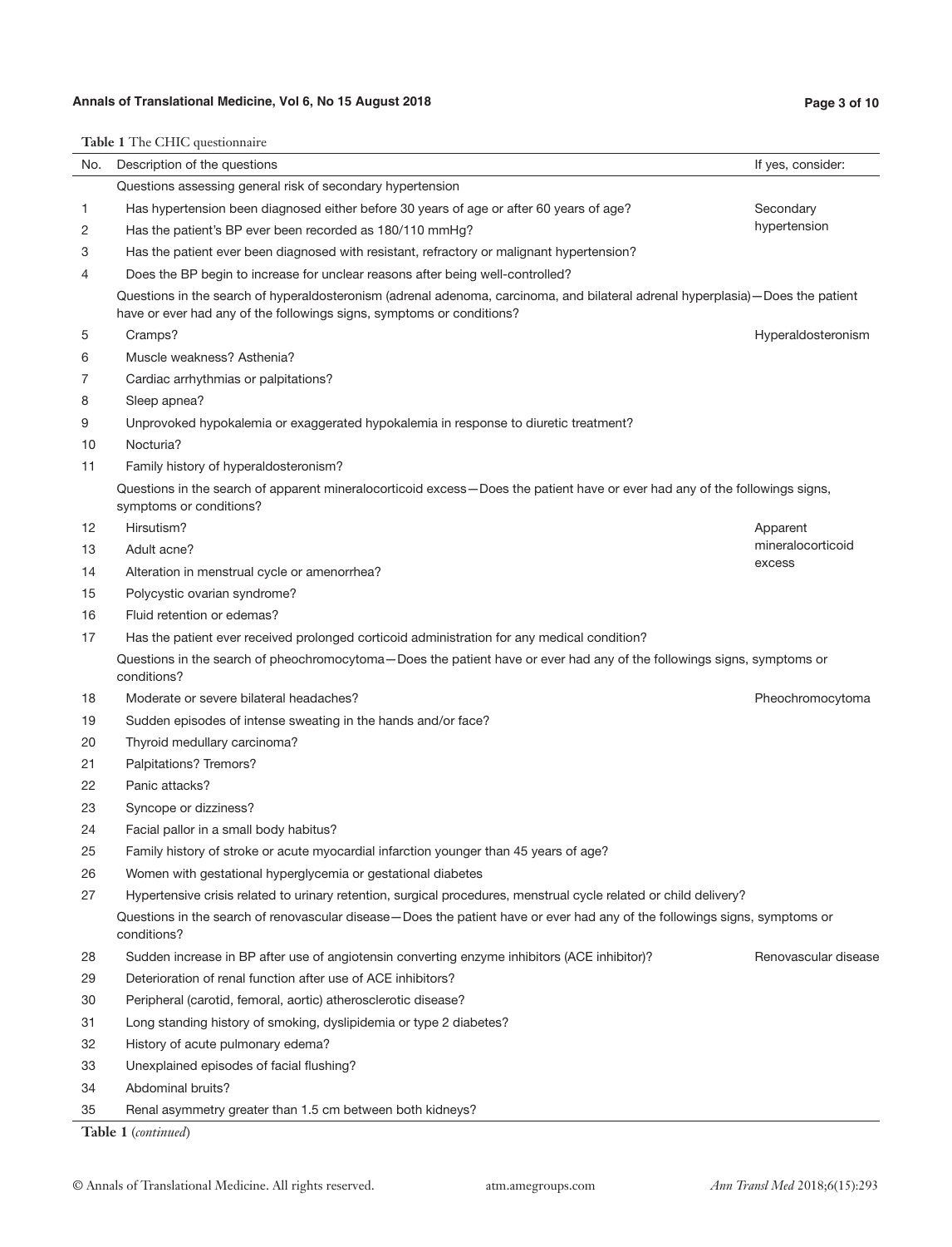**Table 1** The CHIC questionnaire

| No. | Description of the questions | If yes, consider: |
|---|---|---|
| | Questions assessing general risk of secondary hypertension | |
| 1 | Has hypertension been diagnosed either before 30 years of age or after 60 years of age? | Secondary hypertension |
| 2 | Has the patient's BP ever been recorded as 180/110 mmHg? | |
| 3 | Has the patient ever been diagnosed with resistant, refractory or malignant hypertension? | |
| 4 | Does the BP begin to increase for unclear reasons after being well-controlled? | |
| | Questions in the search of hyperaldosteronism (adrenal adenoma, carcinoma, and bilateral adrenal hyperplasia)—Does the patient have or ever had any of the followings signs, symptoms or conditions? | |
| 5 | Cramps? | Hyperaldosteronism |
| 6 | Muscle weakness? Asthenia? | |
| 7 | Cardiac arrhythmias or palpitations? | |
| 8 | Sleep apnea? | |
| 9 | Unprovoked hypokalemia or exaggerated hypokalemia in response to diuretic treatment? | |
| 10 | Nocturia? | |
| 11 | Family history of hyperaldosteronism? | |
| | Questions in the search of apparent mineralocorticoid excess—Does the patient have or ever had any of the followings signs, symptoms or conditions? | |
| 12 | Hirsutism? | Apparent mineralocorticoid excess |
| 13 | Adult acne? | |
| 14 | Alteration in menstrual cycle or amenorrhea? | |
| 15 | Polycystic ovarian syndrome? | |
| 16 | Fluid retention or edemas? | |
| 17 | Has the patient ever received prolonged corticoid administration for any medical condition? | |
| | Questions in the search of pheochromocytoma—Does the patient have or ever had any of the followings signs, symptoms or conditions? | |
| 18 | Moderate or severe bilateral headaches? | Pheochromocytoma |
| 19 | Sudden episodes of intense sweating in the hands and/or face? | |
| 20 | Thyroid medullary carcinoma? | |
| 21 | Palpitations? Tremors? | |
| 22 | Panic attacks? | |
| 23 | Syncope or dizziness? | |
| 24 | Facial pallor in a small body habitus? | |
| 25 | Family history of stroke or acute myocardial infarction younger than 45 years of age? | |
| 26 | Women with gestational hyperglycemia or gestational diabetes | |
| 27 | Hypertensive crisis related to urinary retention, surgical procedures, menstrual cycle related or child delivery? | |
| | Questions in the search of renovascular disease—Does the patient have or ever had any of the followings signs, symptoms or conditions? | |
| 28 | Sudden increase in BP after use of angiotensin converting enzyme inhibitors (ACE inhibitor)? | Renovascular disease |
| 29 | Deterioration of renal function after use of ACE inhibitors? | |
| 30 | Peripheral (carotid, femoral, aortic) atherosclerotic disease? | |
| 31 | Long standing history of smoking, dyslipidemia or type 2 diabetes? | |
| 32 | History of acute pulmonary edema? | |
| 33 | Unexplained episodes of facial flushing? | |
| 34 | Abdominal bruits? | |
| 35 | Renal asymmetry greater than 1.5 cm between both kidneys? | |

**Table 1** (*continued*)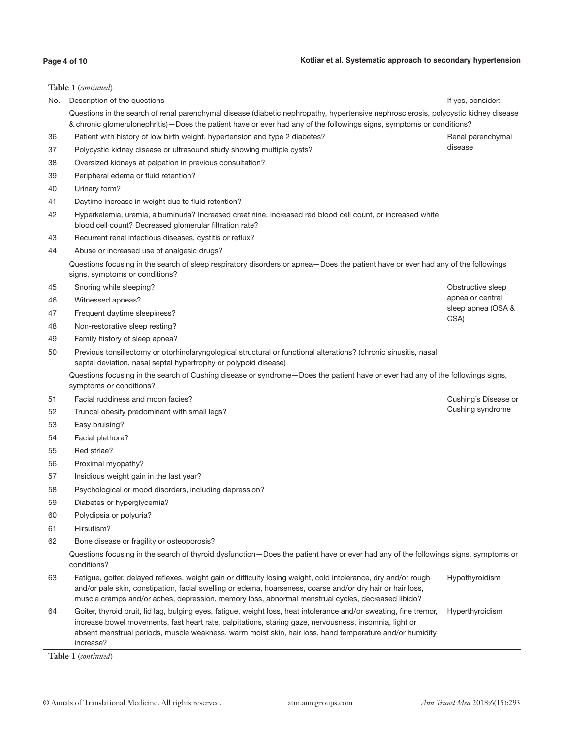**Table 1** (*continued*)

| No. | Description of the questions | If yes, consider: |
|---|---|---|
| | Questions in the search of renal parenchymal disease (diabetic nephropathy, hypertensive nephrosclerosis, polycystic kidney disease & chronic glomerulonephritis)—Does the patient have or ever had any of the followings signs, symptoms or conditions? | |
| 36 | Patient with history of low birth weight, hypertension and type 2 diabetes? | Renal parenchymal disease |
| 37 | Polycystic kidney disease or ultrasound study showing multiple cysts? | |
| 38 | Oversized kidneys at palpation in previous consultation? | |
| 39 | Peripheral edema or fluid retention? | |
| 40 | Urinary form? | |
| 41 | Daytime increase in weight due to fluid retention? | |
| 42 | Hyperkalemia, uremia, albuminuria? Increased creatinine, increased red blood cell count, or increased white blood cell count? Decreased glomerular filtration rate? | |
| 43 | Recurrent renal infectious diseases, cystitis or reflux? | |
| 44 | Abuse or increased use of analgesic drugs? | |
| | Questions focusing in the search of sleep respiratory disorders or apnea—Does the patient have or ever had any of the followings signs, symptoms or conditions? | |
| 45 | Snoring while sleeping? | Obstructive sleep apnea or central sleep apnea (OSA & CSA) |
| 46 | Witnessed apneas? | |
| 47 | Frequent daytime sleepiness? | |
| 48 | Non-restorative sleep resting? | |
| 49 | Family history of sleep apnea? | |
| 50 | Previous tonsillectomy or otorhinolaryngological structural or functional alterations? (chronic sinusitis, nasal septal deviation, nasal septal hypertrophy or polypoid disease) | |
| | Questions focusing in the search of Cushing disease or syndrome—Does the patient have or ever had any of the followings signs, symptoms or conditions? | |
| 51 | Facial ruddiness and moon facies? | Cushing's Disease or Cushing syndrome |
| 52 | Truncal obesity predominant with small legs? | |
| 53 | Easy bruising? | |
| 54 | Facial plethora? | |
| 55 | Red striae? | |
| 56 | Proximal myopathy? | |
| 57 | Insidious weight gain in the last year? | |
| 58 | Psychological or mood disorders, including depression? | |
| 59 | Diabetes or hyperglycemia? | |
| 60 | Polydipsia or polyuria? | |
| 61 | Hirsutism? | |
| 62 | Bone disease or fragility or osteoporosis? | |
| | Questions focusing in the search of thyroid dysfunction—Does the patient have or ever had any of the followings signs, symptoms or conditions? | |
| 63 | Fatigue, goiter, delayed reflexes, weight gain or difficulty losing weight, cold intolerance, dry and/or rough and/or pale skin, constipation, facial swelling or edema, hoarseness, coarse and/or dry hair or hair loss, muscle cramps and/or aches, depression, memory loss, abnormal menstrual cycles, decreased libido? | Hypothyroidism |
| 64 | Goiter, thyroid bruit, lid lag, bulging eyes, fatigue, weight loss, heat intolerance and/or sweating, fine tremor, increase bowel movements, fast heart rate, palpitations, staring gaze, nervousness, insomnia, light or absent menstrual periods, muscle weakness, warm moist skin, hair loss, hand temperature and/or humidity increase? | Hyperthyroidism |

**Table 1** (*continued*)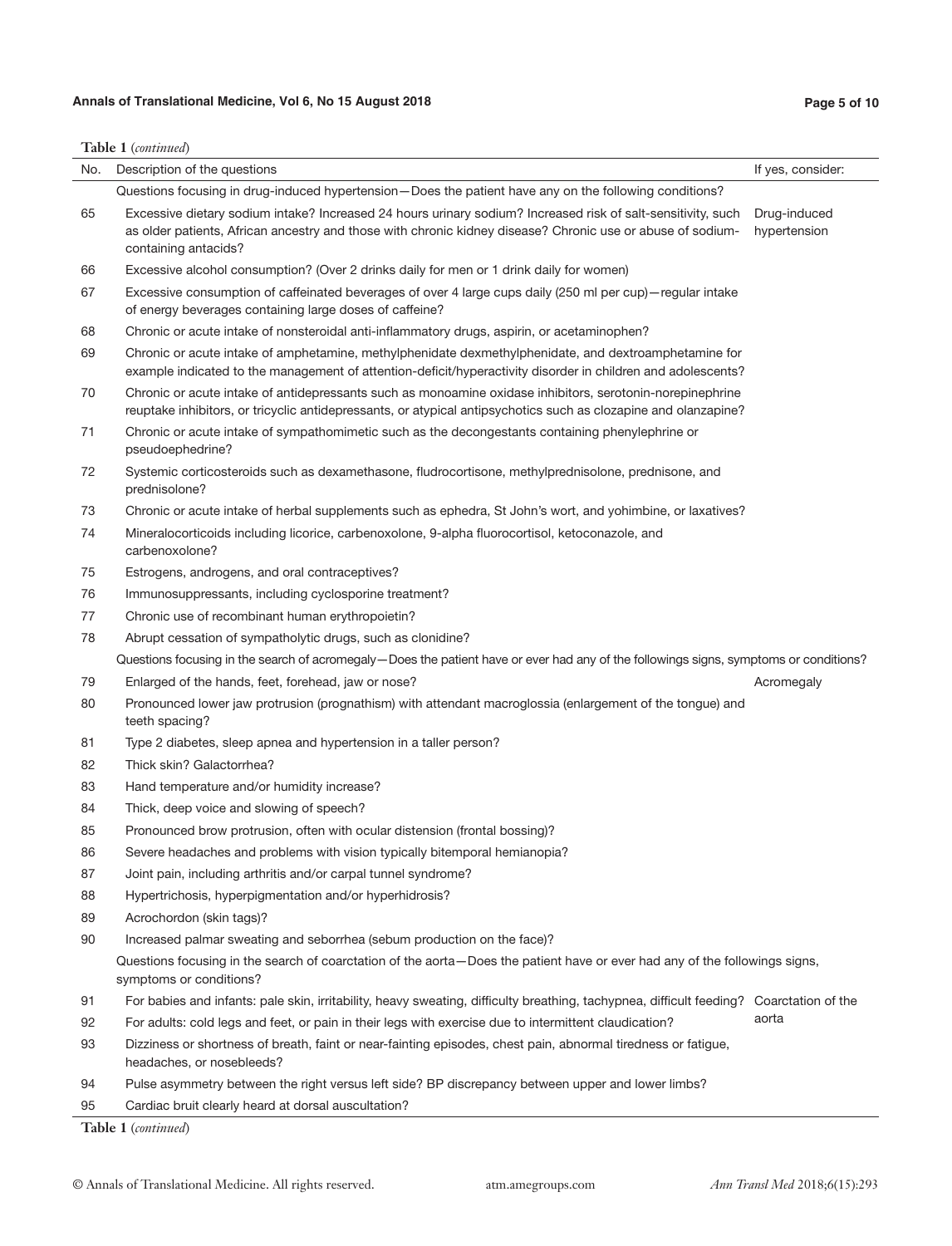**Table 1** (*continued*)

| No. | Description of the questions | If yes, consider: |
|---|---|---|
| | Questions focusing in drug-induced hypertension—Does the patient have any on the following conditions? | |
| 65 | Excessive dietary sodium intake? Increased 24 hours urinary sodium? Increased risk of salt-sensitivity, such as older patients, African ancestry and those with chronic kidney disease? Chronic use or abuse of sodium-containing antacids? | Drug-induced hypertension |
| 66 | Excessive alcohol consumption? (Over 2 drinks daily for men or 1 drink daily for women) | |
| 67 | Excessive consumption of caffeinated beverages of over 4 large cups daily (250 ml per cup)—regular intake of energy beverages containing large doses of caffeine? | |
| 68 | Chronic or acute intake of nonsteroidal anti-inflammatory drugs, aspirin, or acetaminophen? | |
| 69 | Chronic or acute intake of amphetamine, methylphenidate dexmethylphenidate, and dextroamphetamine for example indicated to the management of attention-deficit/hyperactivity disorder in children and adolescents? | |
| 70 | Chronic or acute intake of antidepressants such as monoamine oxidase inhibitors, serotonin-norepinephrine reuptake inhibitors, or tricyclic antidepressants, or atypical antipsychotics such as clozapine and olanzapine? | |
| 71 | Chronic or acute intake of sympathomimetic such as the decongestants containing phenylephrine or pseudoephedrine? | |
| 72 | Systemic corticosteroids such as dexamethasone, fludrocortisone, methylprednisolone, prednisone, and prednisolone? | |
| 73 | Chronic or acute intake of herbal supplements such as ephedra, St John's wort, and yohimbine, or laxatives? | |
| 74 | Mineralocorticoids including licorice, carbenoxolone, 9-alpha fluorocortisol, ketoconazole, and carbenoxolone? | |
| 75 | Estrogens, androgens, and oral contraceptives? | |
| 76 | Immunosuppressants, including cyclosporine treatment? | |
| 77 | Chronic use of recombinant human erythropoietin? | |
| 78 | Abrupt cessation of sympatholytic drugs, such as clonidine? | |
| | Questions focusing in the search of acromegaly—Does the patient have or ever had any of the followings signs, symptoms or conditions? | |
| 79 | Enlarged of the hands, feet, forehead, jaw or nose? | Acromegaly |
| 80 | Pronounced lower jaw protrusion (prognathism) with attendant macroglossia (enlargement of the tongue) and teeth spacing? | |
| 81 | Type 2 diabetes, sleep apnea and hypertension in a taller person? | |
| 82 | Thick skin? Galactorrhea? | |
| 83 | Hand temperature and/or humidity increase? | |
| 84 | Thick, deep voice and slowing of speech? | |
| 85 | Pronounced brow protrusion, often with ocular distension (frontal bossing)? | |
| 86 | Severe headaches and problems with vision typically bitemporal hemianopia? | |
| 87 | Joint pain, including arthritis and/or carpal tunnel syndrome? | |
| 88 | Hypertrichosis, hyperpigmentation and/or hyperhidrosis? | |
| 89 | Acrochordon (skin tags)? | |
| 90 | Increased palmar sweating and seborrhea (sebum production on the face)? | |
| | Questions focusing in the search of coarctation of the aorta—Does the patient have or ever had any of the followings signs, symptoms or conditions? | |
| 91 | For babies and infants: pale skin, irritability, heavy sweating, difficulty breathing, tachypnea, difficult feeding? | Coarctation of the aorta |
| 92 | For adults: cold legs and feet, or pain in their legs with exercise due to intermittent claudication? | |
| 93 | Dizziness or shortness of breath, faint or near-fainting episodes, chest pain, abnormal tiredness or fatigue, headaches, or nosebleeds? | |
| 94 | Pulse asymmetry between the right versus left side? BP discrepancy between upper and lower limbs? | |
| 95 | Cardiac bruit clearly heard at dorsal auscultation? | |

**Table 1** (*continued*)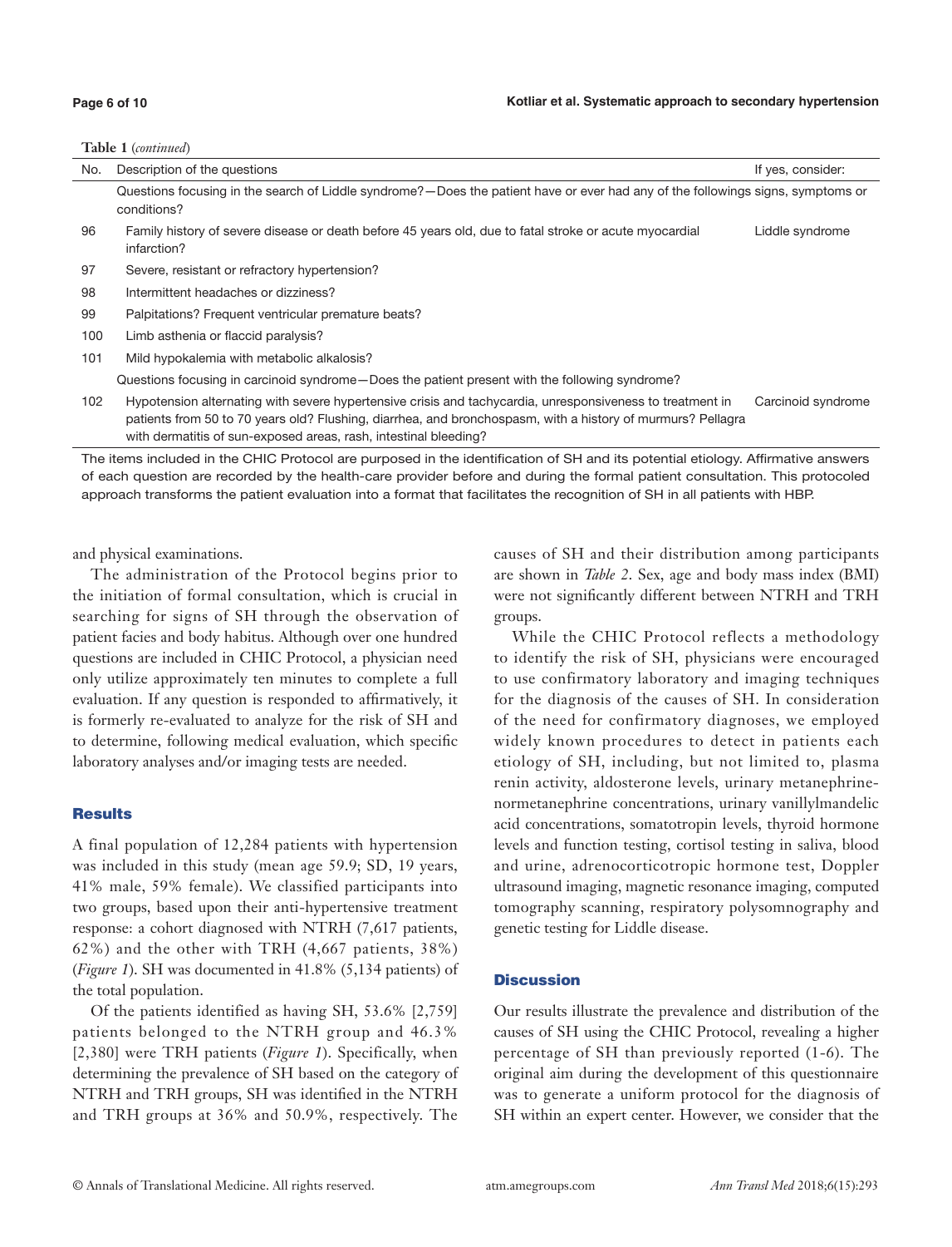Table 1 (*continued*)

| No. | Description of the questions | If yes, consider: |
|---|---|---|
| | Questions focusing in the search of Liddle syndrome?—Does the patient have or ever had any of the followings signs, symptoms or conditions? | |
| 96 | Family history of severe disease or death before 45 years old, due to fatal stroke or acute myocardial infarction? | Liddle syndrome |
| 97 | Severe, resistant or refractory hypertension? | |
| 98 | Intermittent headaches or dizziness? | |
| 99 | Palpitations? Frequent ventricular premature beats? | |
| 100 | Limb asthenia or flaccid paralysis? | |
| 101 | Mild hypokalemia with metabolic alkalosis? | |
| | Questions focusing in carcinoid syndrome—Does the patient present with the following syndrome? | |
| 102 | Hypotension alternating with severe hypertensive crisis and tachycardia, unresponsiveness to treatment in patients from 50 to 70 years old? Flushing, diarrhea, and bronchospasm, with a history of murmurs? Pellagra with dermatitis of sun-exposed areas, rash, intestinal bleeding? | Carcinoid syndrome |

The items included in the CHIC Protocol are purposed in the identification of SH and its potential etiology. Affirmative answers of each question are recorded by the health-care provider before and during the formal patient consultation. This protocoled approach transforms the patient evaluation into a format that facilitates the recognition of SH in all patients with HBP.

and physical examinations.

The administration of the Protocol begins prior to the initiation of formal consultation, which is crucial in searching for signs of SH through the observation of patient facies and body habitus. Although over one hundred questions are included in CHIC Protocol, a physician need only utilize approximately ten minutes to complete a full evaluation. If any question is responded to affirmatively, it is formerly re-evaluated to analyze for the risk of SH and to determine, following medical evaluation, which specific laboratory analyses and/or imaging tests are needed.

## Results

A final population of 12,284 patients with hypertension was included in this study (mean age 59.9; SD, 19 years, 41% male, 59% female). We classified participants into two groups, based upon their anti-hypertensive treatment response: a cohort diagnosed with NTRH (7,617 patients, 62%) and the other with TRH (4,667 patients, 38%) (*Figure 1*). SH was documented in 41.8% (5,134 patients) of the total population.

Of the patients identified as having SH, 53.6% [2,759] patients belonged to the NTRH group and 46.3% [2,380] were TRH patients (*Figure 1*). Specifically, when determining the prevalence of SH based on the category of NTRH and TRH groups, SH was identified in the NTRH and TRH groups at 36% and 50.9%, respectively. The causes of SH and their distribution among participants are shown in *Table 2*. Sex, age and body mass index (BMI) were not significantly different between NTRH and TRH groups.

While the CHIC Protocol reflects a methodology to identify the risk of SH, physicians were encouraged to use confirmatory laboratory and imaging techniques for the diagnosis of the causes of SH. In consideration of the need for confirmatory diagnoses, we employed widely known procedures to detect in patients each etiology of SH, including, but not limited to, plasma renin activity, aldosterone levels, urinary metanephrine-normetanephrine concentrations, urinary vanillylmandelic acid concentrations, somatotropin levels, thyroid hormone levels and function testing, cortisol testing in saliva, blood and urine, adrenocorticotropic hormone test, Doppler ultrasound imaging, magnetic resonance imaging, computed tomography scanning, respiratory polysomnography and genetic testing for Liddle disease.

## Discussion

Our results illustrate the prevalence and distribution of the causes of SH using the CHIC Protocol, revealing a higher percentage of SH than previously reported (1-6). The original aim during the development of this questionnaire was to generate a uniform protocol for the diagnosis of SH within an expert center. However, we consider that the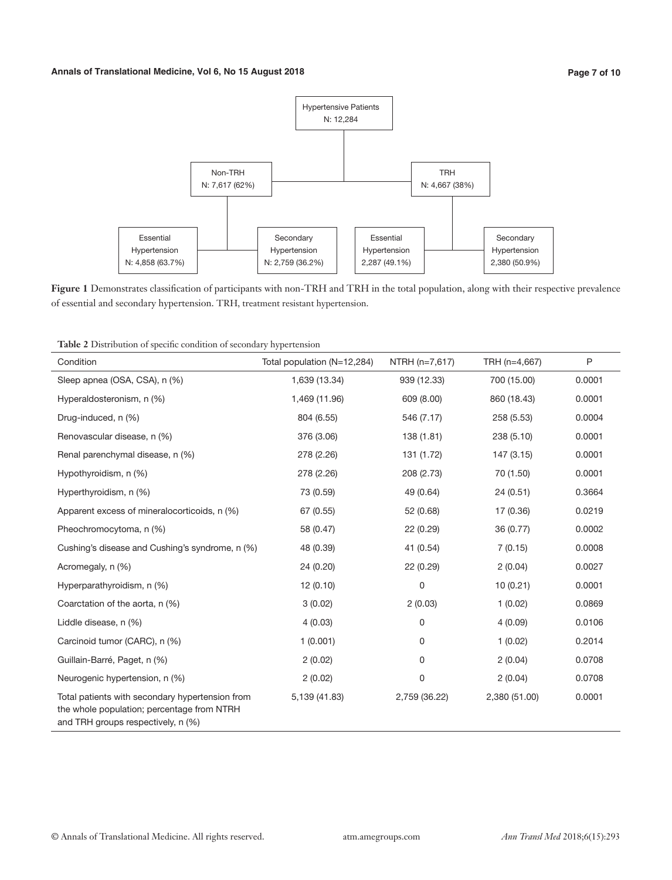Hypertensive Patients
N: 12,284

Non-TRH
N: 7,617 (62%)

TRH
N: 4,667 (38%)

Essential Hypertension
N: 4,858 (63.7%)

Secondary Hypertension
N: 2,759 (36.2%)

Essential Hypertension
2,287 (49.1%)

Secondary Hypertension
2,380 (50.9%)

**Figure 1** Demonstrates classification of participants with non-TRH and TRH in the total population, along with their respective prevalence of essential and secondary hypertension. TRH, treatment resistant hypertension.

**Table 2** Distribution of specific condition of secondary hypertension

| Condition | Total population (N=12,284) | NTRH (n=7,617) | TRH (n=4,667) | P |
|---|---|---|---|---|
| Sleep apnea (OSA, CSA), n (%) | 1,639 (13.34) | 939 (12.33) | 700 (15.00) | 0.0001 |
| Hyperaldosteronism, n (%) | 1,469 (11.96) | 609 (8.00) | 860 (18.43) | 0.0001 |
| Drug-induced, n (%) | 804 (6.55) | 546 (7.17) | 258 (5.53) | 0.0004 |
| Renovascular disease, n (%) | 376 (3.06) | 138 (1.81) | 238 (5.10) | 0.0001 |
| Renal parenchymal disease, n (%) | 278 (2.26) | 131 (1.72) | 147 (3.15) | 0.0001 |
| Hypothyroidism, n (%) | 278 (2.26) | 208 (2.73) | 70 (1.50) | 0.0001 |
| Hyperthyroidism, n (%) | 73 (0.59) | 49 (0.64) | 24 (0.51) | 0.3664 |
| Apparent excess of mineralocorticoids, n (%) | 67 (0.55) | 52 (0.68) | 17 (0.36) | 0.0219 |
| Pheochromocytoma, n (%) | 58 (0.47) | 22 (0.29) | 36 (0.77) | 0.0002 |
| Cushing's disease and Cushing's syndrome, n (%) | 48 (0.39) | 41 (0.54) | 7 (0.15) | 0.0008 |
| Acromegaly, n (%) | 24 (0.20) | 22 (0.29) | 2 (0.04) | 0.0027 |
| Hyperparathyroidism, n (%) | 12 (0.10) | 0 | 10 (0.21) | 0.0001 |
| Coarctation of the aorta, n (%) | 3 (0.02) | 2 (0.03) | 1 (0.02) | 0.0869 |
| Liddle disease, n (%) | 4 (0.03) | 0 | 4 (0.09) | 0.0106 |
| Carcinoid tumor (CARC), n (%) | 1 (0.001) | 0 | 1 (0.02) | 0.2014 |
| Guillain-Barré, Paget, n (%) | 2 (0.02) | 0 | 2 (0.04) | 0.0708 |
| Neurogenic hypertension, n (%) | 2 (0.02) | 0 | 2 (0.04) | 0.0708 |
| Total patients with secondary hypertension from the whole population; percentage from NTRH and TRH groups respectively, n (%) | 5,139 (41.83) | 2,759 (36.22) | 2,380 (51.00) | 0.0001 |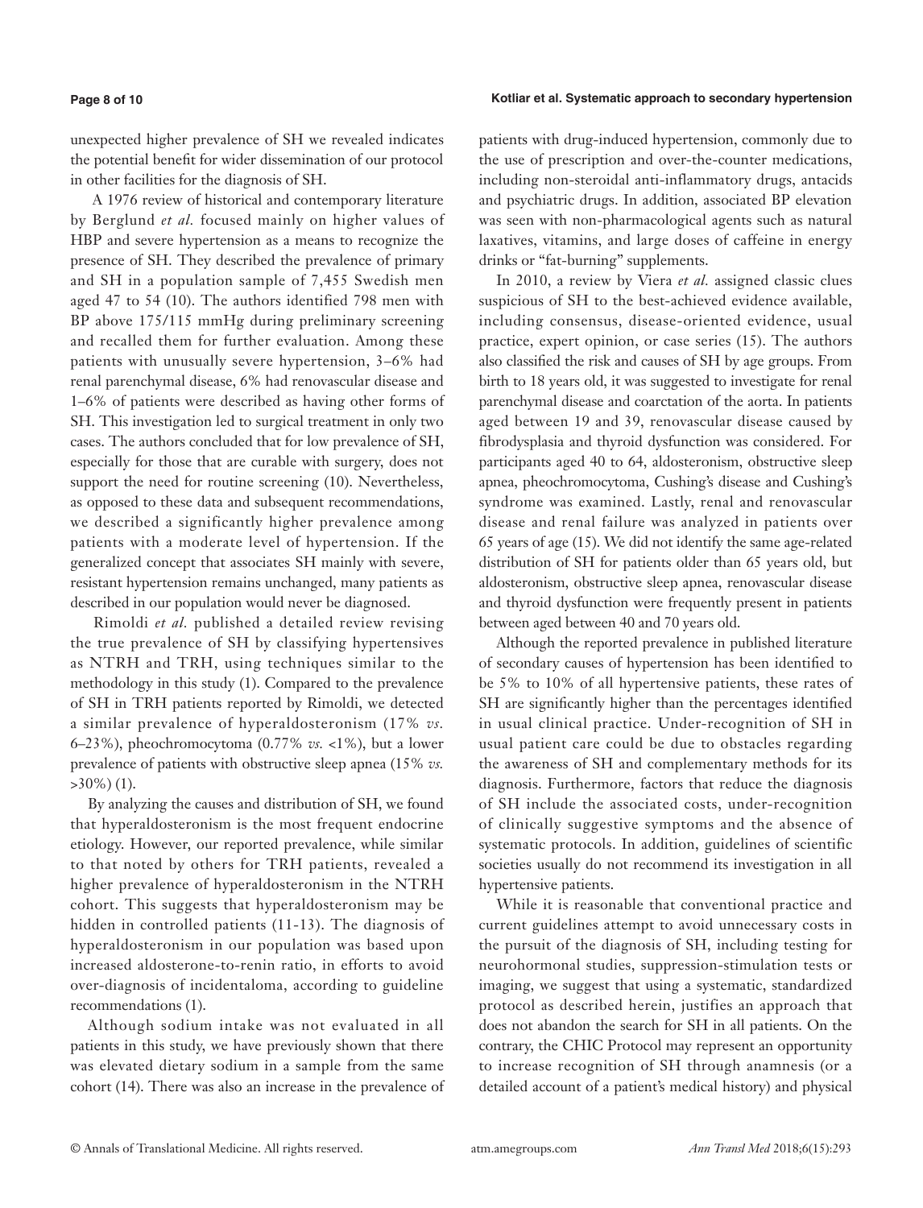unexpected higher prevalence of SH we revealed indicates the potential benefit for wider dissemination of our protocol in other facilities for the diagnosis of SH.

A 1976 review of historical and contemporary literature by Berglund *et al.* focused mainly on higher values of HBP and severe hypertension as a means to recognize the presence of SH. They described the prevalence of primary and SH in a population sample of 7,455 Swedish men aged 47 to 54 (10). The authors identified 798 men with BP above 175/115 mmHg during preliminary screening and recalled them for further evaluation. Among these patients with unusually severe hypertension, 3–6% had renal parenchymal disease, 6% had renovascular disease and 1–6% of patients were described as having other forms of SH. This investigation led to surgical treatment in only two cases. The authors concluded that for low prevalence of SH, especially for those that are curable with surgery, does not support the need for routine screening (10). Nevertheless, as opposed to these data and subsequent recommendations, we described a significantly higher prevalence among patients with a moderate level of hypertension. If the generalized concept that associates SH mainly with severe, resistant hypertension remains unchanged, many patients as described in our population would never be diagnosed.

Rimoldi *et al.* published a detailed review revising the true prevalence of SH by classifying hypertensives as NTRH and TRH, using techniques similar to the methodology in this study (1). Compared to the prevalence of SH in TRH patients reported by Rimoldi, we detected a similar prevalence of hyperaldosteronism (17% *vs.* 6–23%), pheochromocytoma (0.77% *vs.* <1%), but a lower prevalence of patients with obstructive sleep apnea (15% *vs.* >30%) (1).

By analyzing the causes and distribution of SH, we found that hyperaldosteronism is the most frequent endocrine etiology. However, our reported prevalence, while similar to that noted by others for TRH patients, revealed a higher prevalence of hyperaldosteronism in the NTRH cohort. This suggests that hyperaldosteronism may be hidden in controlled patients (11-13). The diagnosis of hyperaldosteronism in our population was based upon increased aldosterone-to-renin ratio, in efforts to avoid over-diagnosis of incidentaloma, according to guideline recommendations (1).

Although sodium intake was not evaluated in all patients in this study, we have previously shown that there was elevated dietary sodium in a sample from the same cohort (14). There was also an increase in the prevalence of patients with drug-induced hypertension, commonly due to the use of prescription and over-the-counter medications, including non-steroidal anti-inflammatory drugs, antacids and psychiatric drugs. In addition, associated BP elevation was seen with non-pharmacological agents such as natural laxatives, vitamins, and large doses of caffeine in energy drinks or "fat-burning" supplements.

In 2010, a review by Viera *et al.* assigned classic clues suspicious of SH to the best-achieved evidence available, including consensus, disease-oriented evidence, usual practice, expert opinion, or case series (15). The authors also classified the risk and causes of SH by age groups. From birth to 18 years old, it was suggested to investigate for renal parenchymal disease and coarctation of the aorta. In patients aged between 19 and 39, renovascular disease caused by fibrodysplasia and thyroid dysfunction was considered. For participants aged 40 to 64, aldosteronism, obstructive sleep apnea, pheochromocytoma, Cushing's disease and Cushing's syndrome was examined. Lastly, renal and renovascular disease and renal failure was analyzed in patients over 65 years of age (15). We did not identify the same age-related distribution of SH for patients older than 65 years old, but aldosteronism, obstructive sleep apnea, renovascular disease and thyroid dysfunction were frequently present in patients between aged between 40 and 70 years old.

Although the reported prevalence in published literature of secondary causes of hypertension has been identified to be 5% to 10% of all hypertensive patients, these rates of SH are significantly higher than the percentages identified in usual clinical practice. Under-recognition of SH in usual patient care could be due to obstacles regarding the awareness of SH and complementary methods for its diagnosis. Furthermore, factors that reduce the diagnosis of SH include the associated costs, under-recognition of clinically suggestive symptoms and the absence of systematic protocols. In addition, guidelines of scientific societies usually do not recommend its investigation in all hypertensive patients.

While it is reasonable that conventional practice and current guidelines attempt to avoid unnecessary costs in the pursuit of the diagnosis of SH, including testing for neurohormonal studies, suppression-stimulation tests or imaging, we suggest that using a systematic, standardized protocol as described herein, justifies an approach that does not abandon the search for SH in all patients. On the contrary, the CHIC Protocol may represent an opportunity to increase recognition of SH through anamnesis (or a detailed account of a patient's medical history) and physical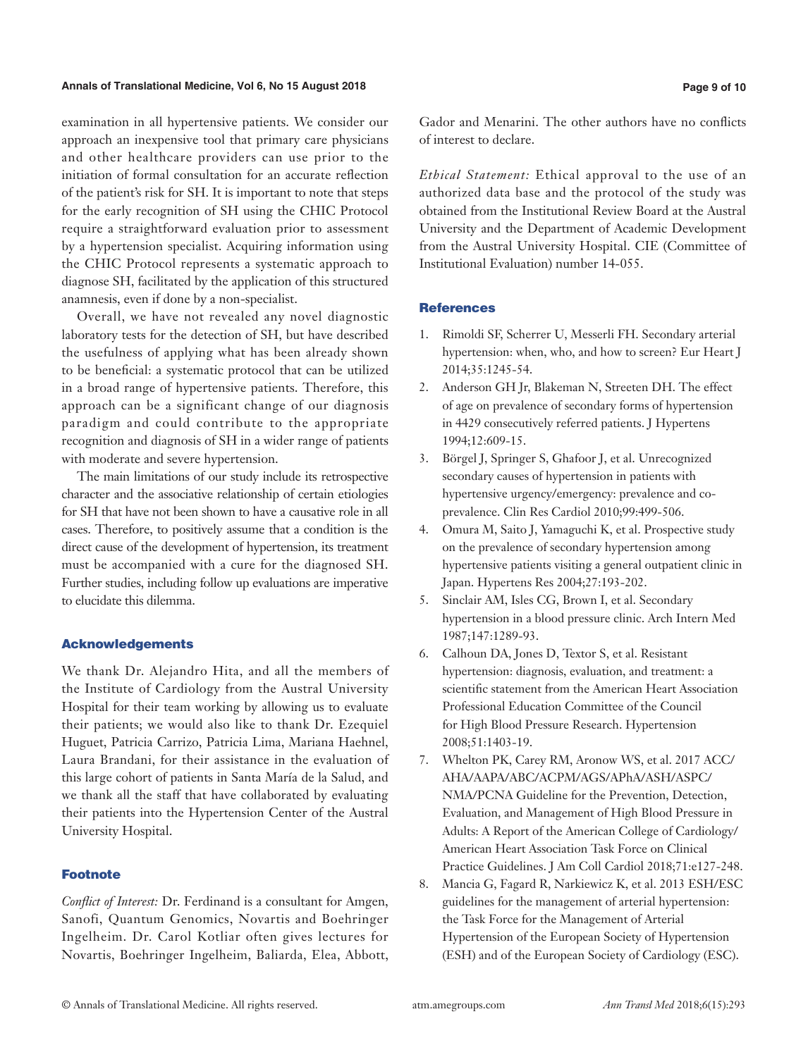examination in all hypertensive patients. We consider our approach an inexpensive tool that primary care physicians and other healthcare providers can use prior to the initiation of formal consultation for an accurate reflection of the patient's risk for SH. It is important to note that steps for the early recognition of SH using the CHIC Protocol require a straightforward evaluation prior to assessment by a hypertension specialist. Acquiring information using the CHIC Protocol represents a systematic approach to diagnose SH, facilitated by the application of this structured anamnesis, even if done by a non-specialist.

Overall, we have not revealed any novel diagnostic laboratory tests for the detection of SH, but have described the usefulness of applying what has been already shown to be beneficial: a systematic protocol that can be utilized in a broad range of hypertensive patients. Therefore, this approach can be a significant change of our diagnosis paradigm and could contribute to the appropriate recognition and diagnosis of SH in a wider range of patients with moderate and severe hypertension.

The main limitations of our study include its retrospective character and the associative relationship of certain etiologies for SH that have not been shown to have a causative role in all cases. Therefore, to positively assume that a condition is the direct cause of the development of hypertension, its treatment must be accompanied with a cure for the diagnosed SH. Further studies, including follow up evaluations are imperative to elucidate this dilemma.

## Acknowledgements

We thank Dr. Alejandro Hita, and all the members of the Institute of Cardiology from the Austral University Hospital for their team working by allowing us to evaluate their patients; we would also like to thank Dr. Ezequiel Huguet, Patricia Carrizo, Patricia Lima, Mariana Haehnel, Laura Brandani, for their assistance in the evaluation of this large cohort of patients in Santa María de la Salud, and we thank all the staff that have collaborated by evaluating their patients into the Hypertension Center of the Austral University Hospital.

## Footnote

*Conflict of Interest:* Dr. Ferdinand is a consultant for Amgen, Sanofi, Quantum Genomics, Novartis and Boehringer Ingelheim. Dr. Carol Kotliar often gives lectures for Novartis, Boehringer Ingelheim, Baliarda, Elea, Abbott, Gador and Menarini. The other authors have no conflicts of interest to declare.

*Ethical Statement:* Ethical approval to the use of an authorized data base and the protocol of the study was obtained from the Institutional Review Board at the Austral University and the Department of Academic Development from the Austral University Hospital. CIE (Committee of Institutional Evaluation) number 14-055.

## References

1. Rimoldi SF, Scherrer U, Messerli FH. Secondary arterial hypertension: when, who, and how to screen? Eur Heart J 2014;35:1245-54.
2. Anderson GH Jr, Blakeman N, Streeten DH. The effect of age on prevalence of secondary forms of hypertension in 4429 consecutively referred patients. J Hypertens 1994;12:609-15.
3. Börgel J, Springer S, Ghafoor J, et al. Unrecognized secondary causes of hypertension in patients with hypertensive urgency/emergency: prevalence and co-prevalence. Clin Res Cardiol 2010;99:499-506.
4. Omura M, Saito J, Yamaguchi K, et al. Prospective study on the prevalence of secondary hypertension among hypertensive patients visiting a general outpatient clinic in Japan. Hypertens Res 2004;27:193-202.
5. Sinclair AM, Isles CG, Brown I, et al. Secondary hypertension in a blood pressure clinic. Arch Intern Med 1987;147:1289-93.
6. Calhoun DA, Jones D, Textor S, et al. Resistant hypertension: diagnosis, evaluation, and treatment: a scientific statement from the American Heart Association Professional Education Committee of the Council for High Blood Pressure Research. Hypertension 2008;51:1403-19.
7. Whelton PK, Carey RM, Aronow WS, et al. 2017 ACC/AHA/AAPA/ABC/ACPM/AGS/APhA/ASH/ASPC/NMA/PCNA Guideline for the Prevention, Detection, Evaluation, and Management of High Blood Pressure in Adults: A Report of the American College of Cardiology/American Heart Association Task Force on Clinical Practice Guidelines. J Am Coll Cardiol 2018;71:e127-248.
8. Mancia G, Fagard R, Narkiewicz K, et al. 2013 ESH/ESC guidelines for the management of arterial hypertension: the Task Force for the Management of Arterial Hypertension of the European Society of Hypertension (ESH) and of the European Society of Cardiology (ESC).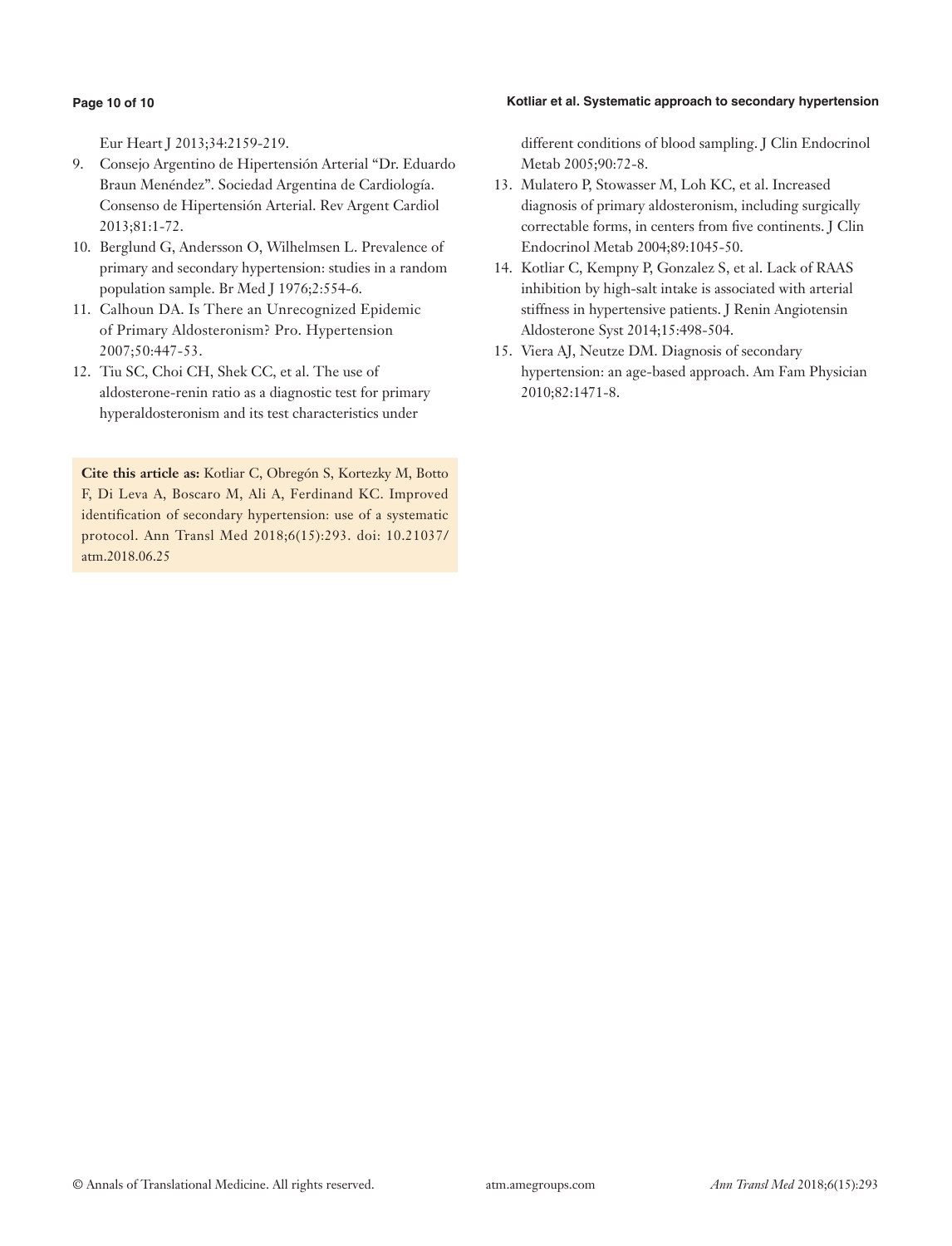Eur Heart J 2013;34:2159-219.

9. Consejo Argentino de Hipertensión Arterial "Dr. Eduardo Braun Menéndez". Sociedad Argentina de Cardiología. Consenso de Hipertensión Arterial. Rev Argent Cardiol 2013;81:1-72.
10. Berglund G, Andersson O, Wilhelmsen L. Prevalence of primary and secondary hypertension: studies in a random population sample. Br Med J 1976;2:554-6.
11. Calhoun DA. Is There an Unrecognized Epidemic of Primary Aldosteronism? Pro. Hypertension 2007;50:447-53.
12. Tiu SC, Choi CH, Shek CC, et al. The use of aldosterone-renin ratio as a diagnostic test for primary hyperaldosteronism and its test characteristics under different conditions of blood sampling. J Clin Endocrinol Metab 2005;90:72-8.
13. Mulatero P, Stowasser M, Loh KC, et al. Increased diagnosis of primary aldosteronism, including surgically correctable forms, in centers from five continents. J Clin Endocrinol Metab 2004;89:1045-50.
14. Kotliar C, Kempny P, Gonzalez S, et al. Lack of RAAS inhibition by high-salt intake is associated with arterial stiffness in hypertensive patients. J Renin Angiotensin Aldosterone Syst 2014;15:498-504.
15. Viera AJ, Neutze DM. Diagnosis of secondary hypertension: an age-based approach. Am Fam Physician 2010;82:1471-8.

**Cite this article as:** Kotliar C, Obregón S, Kortezky M, Botto F, Di Leva A, Boscaro M, Ali A, Ferdinand KC. Improved identification of secondary hypertension: use of a systematic protocol. Ann Transl Med 2018;6(15):293. doi: 10.21037/atm.2018.06.25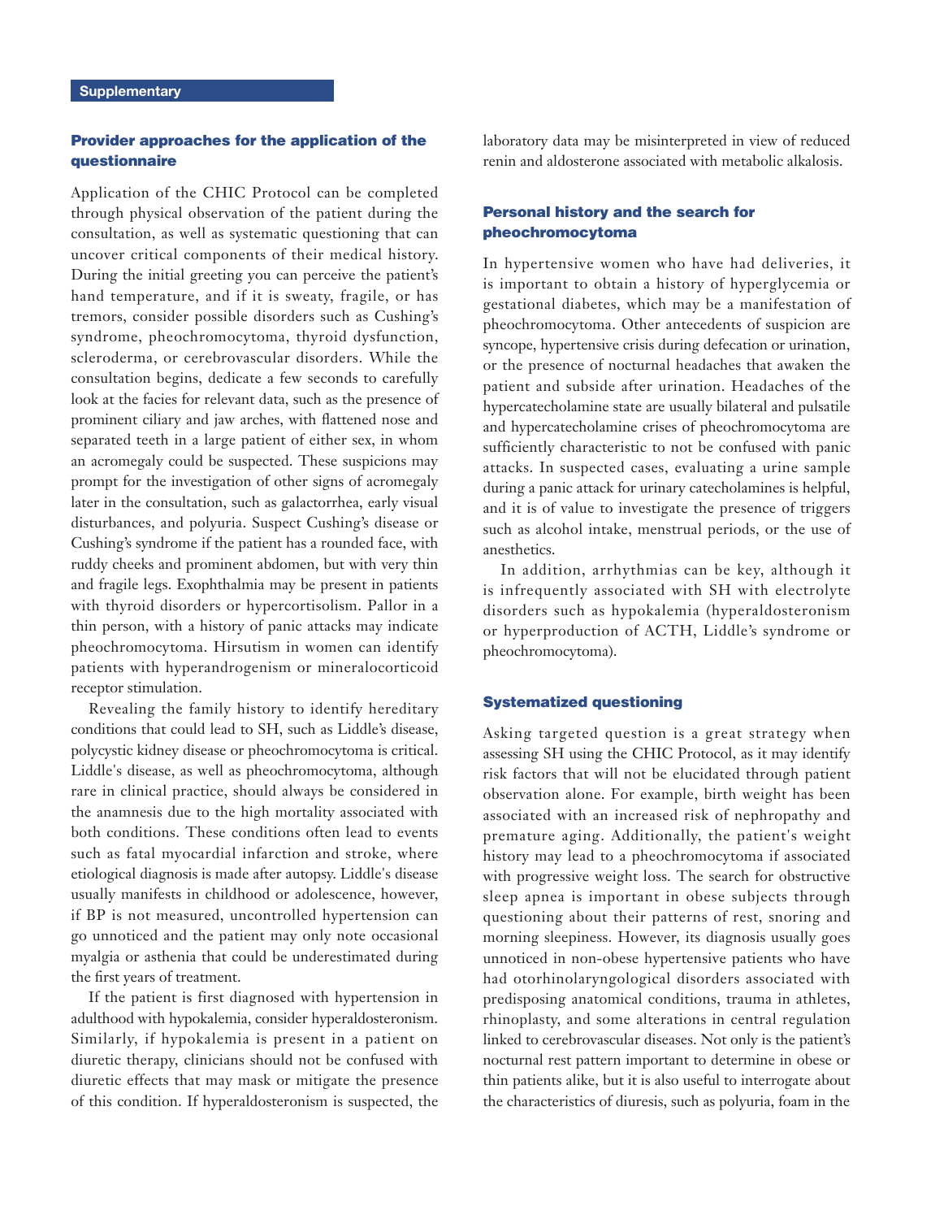## Supplementary

### Provider approaches for the application of the questionnaire

Application of the CHIC Protocol can be completed through physical observation of the patient during the consultation, as well as systematic questioning that can uncover critical components of their medical history. During the initial greeting you can perceive the patient's hand temperature, and if it is sweaty, fragile, or has tremors, consider possible disorders such as Cushing's syndrome, pheochromocytoma, thyroid dysfunction, scleroderma, or cerebrovascular disorders. While the consultation begins, dedicate a few seconds to carefully look at the facies for relevant data, such as the presence of prominent ciliary and jaw arches, with flattened nose and separated teeth in a large patient of either sex, in whom an acromegaly could be suspected. These suspicions may prompt for the investigation of other signs of acromegaly later in the consultation, such as galactorrhea, early visual disturbances, and polyuria. Suspect Cushing's disease or Cushing's syndrome if the patient has a rounded face, with ruddy cheeks and prominent abdomen, but with very thin and fragile legs. Exophthalmia may be present in patients with thyroid disorders or hypercortisolism. Pallor in a thin person, with a history of panic attacks may indicate pheochromocytoma. Hirsutism in women can identify patients with hyperandrogenism or mineralocorticoid receptor stimulation.

Revealing the family history to identify hereditary conditions that could lead to SH, such as Liddle's disease, polycystic kidney disease or pheochromocytoma is critical. Liddle's disease, as well as pheochromocytoma, although rare in clinical practice, should always be considered in the anamnesis due to the high mortality associated with both conditions. These conditions often lead to events such as fatal myocardial infarction and stroke, where etiological diagnosis is made after autopsy. Liddle's disease usually manifests in childhood or adolescence, however, if BP is not measured, uncontrolled hypertension can go unnoticed and the patient may only note occasional myalgia or asthenia that could be underestimated during the first years of treatment.

If the patient is first diagnosed with hypertension in adulthood with hypokalemia, consider hyperaldosteronism. Similarly, if hypokalemia is present in a patient on diuretic therapy, clinicians should not be confused with diuretic effects that may mask or mitigate the presence of this condition. If hyperaldosteronism is suspected, the laboratory data may be misinterpreted in view of reduced renin and aldosterone associated with metabolic alkalosis.

### Personal history and the search for pheochromocytoma

In hypertensive women who have had deliveries, it is important to obtain a history of hyperglycemia or gestational diabetes, which may be a manifestation of pheochromocytoma. Other antecedents of suspicion are syncope, hypertensive crisis during defecation or urination, or the presence of nocturnal headaches that awaken the patient and subside after urination. Headaches of the hypercatecholamine state are usually bilateral and pulsatile and hypercatecholamine crises of pheochromocytoma are sufficiently characteristic to not be confused with panic attacks. In suspected cases, evaluating a urine sample during a panic attack for urinary catecholamines is helpful, and it is of value to investigate the presence of triggers such as alcohol intake, menstrual periods, or the use of anesthetics.

In addition, arrhythmias can be key, although it is infrequently associated with SH with electrolyte disorders such as hypokalemia (hyperaldosteronism or hyperproduction of ACTH, Liddle's syndrome or pheochromocytoma).

### Systematized questioning

Asking targeted question is a great strategy when assessing SH using the CHIC Protocol, as it may identify risk factors that will not be elucidated through patient observation alone. For example, birth weight has been associated with an increased risk of nephropathy and premature aging. Additionally, the patient's weight history may lead to a pheochromocytoma if associated with progressive weight loss. The search for obstructive sleep apnea is important in obese subjects through questioning about their patterns of rest, snoring and morning sleepiness. However, its diagnosis usually goes unnoticed in non-obese hypertensive patients who have had otorhinolaryngological disorders associated with predisposing anatomical conditions, trauma in athletes, rhinoplasty, and some alterations in central regulation linked to cerebrovascular diseases. Not only is the patient's nocturnal rest pattern important to determine in obese or thin patients alike, but it is also useful to interrogate about the characteristics of diuresis, such as polyuria, foam in the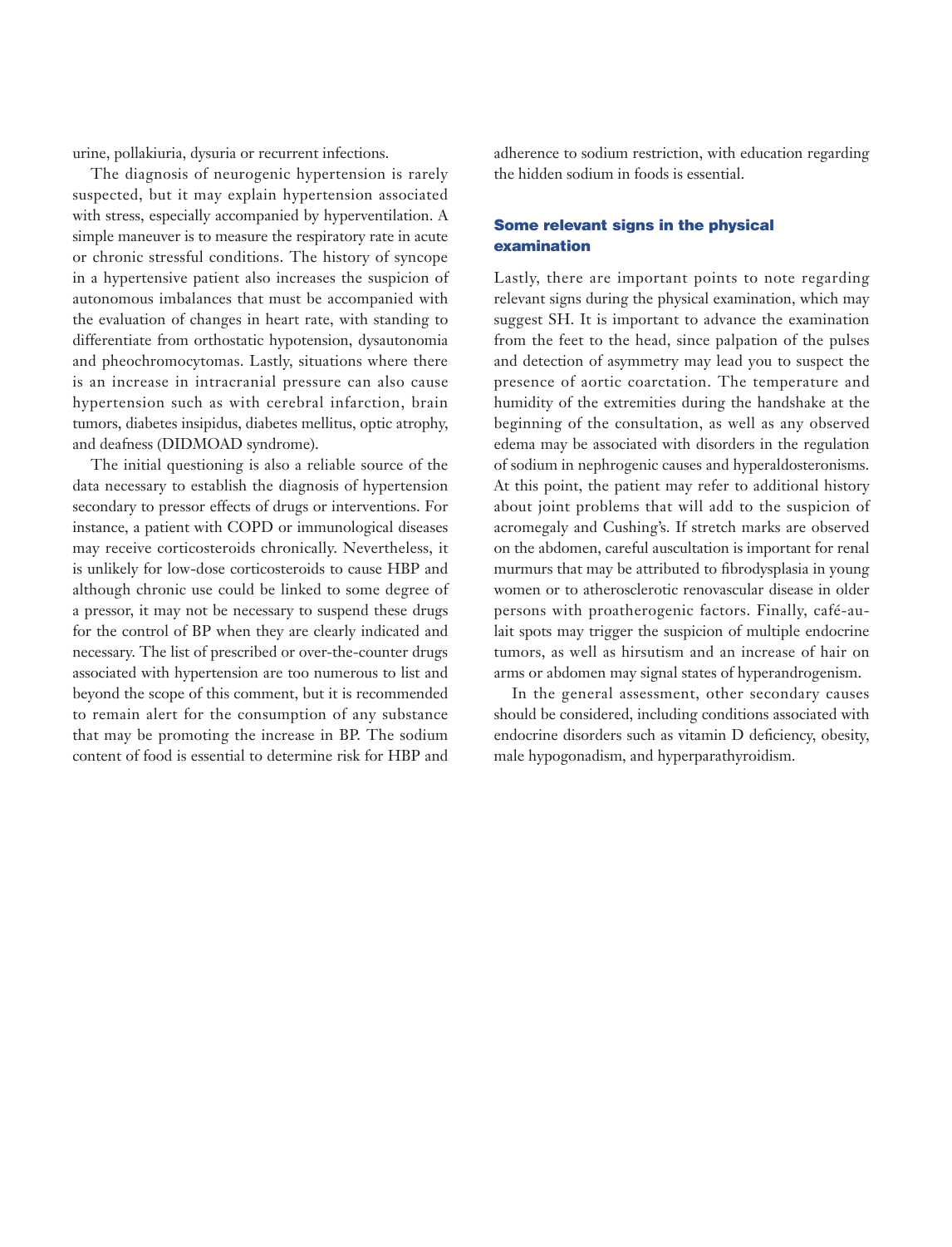urine, pollakiuria, dysuria or recurrent infections.

The diagnosis of neurogenic hypertension is rarely suspected, but it may explain hypertension associated with stress, especially accompanied by hyperventilation. A simple maneuver is to measure the respiratory rate in acute or chronic stressful conditions. The history of syncope in a hypertensive patient also increases the suspicion of autonomous imbalances that must be accompanied with the evaluation of changes in heart rate, with standing to differentiate from orthostatic hypotension, dysautonomia and pheochromocytomas. Lastly, situations where there is an increase in intracranial pressure can also cause hypertension such as with cerebral infarction, brain tumors, diabetes insipidus, diabetes mellitus, optic atrophy, and deafness (DIDMOAD syndrome).

The initial questioning is also a reliable source of the data necessary to establish the diagnosis of hypertension secondary to pressor effects of drugs or interventions. For instance, a patient with COPD or immunological diseases may receive corticosteroids chronically. Nevertheless, it is unlikely for low-dose corticosteroids to cause HBP and although chronic use could be linked to some degree of a pressor, it may not be necessary to suspend these drugs for the control of BP when they are clearly indicated and necessary. The list of prescribed or over-the-counter drugs associated with hypertension are too numerous to list and beyond the scope of this comment, but it is recommended to remain alert for the consumption of any substance that may be promoting the increase in BP. The sodium content of food is essential to determine risk for HBP and adherence to sodium restriction, with education regarding the hidden sodium in foods is essential.

## Some relevant signs in the physical examination

Lastly, there are important points to note regarding relevant signs during the physical examination, which may suggest SH. It is important to advance the examination from the feet to the head, since palpation of the pulses and detection of asymmetry may lead you to suspect the presence of aortic coarctation. The temperature and humidity of the extremities during the handshake at the beginning of the consultation, as well as any observed edema may be associated with disorders in the regulation of sodium in nephrogenic causes and hyperaldosteronisms. At this point, the patient may refer to additional history about joint problems that will add to the suspicion of acromegaly and Cushing's. If stretch marks are observed on the abdomen, careful auscultation is important for renal murmurs that may be attributed to fibrodysplasia in young women or to atherosclerotic renovascular disease in older persons with proatherogenic factors. Finally, café-au-lait spots may trigger the suspicion of multiple endocrine tumors, as well as hirsutism and an increase of hair on arms or abdomen may signal states of hyperandrogenism.

In the general assessment, other secondary causes should be considered, including conditions associated with endocrine disorders such as vitamin D deficiency, obesity, male hypogonadism, and hyperparathyroidism.